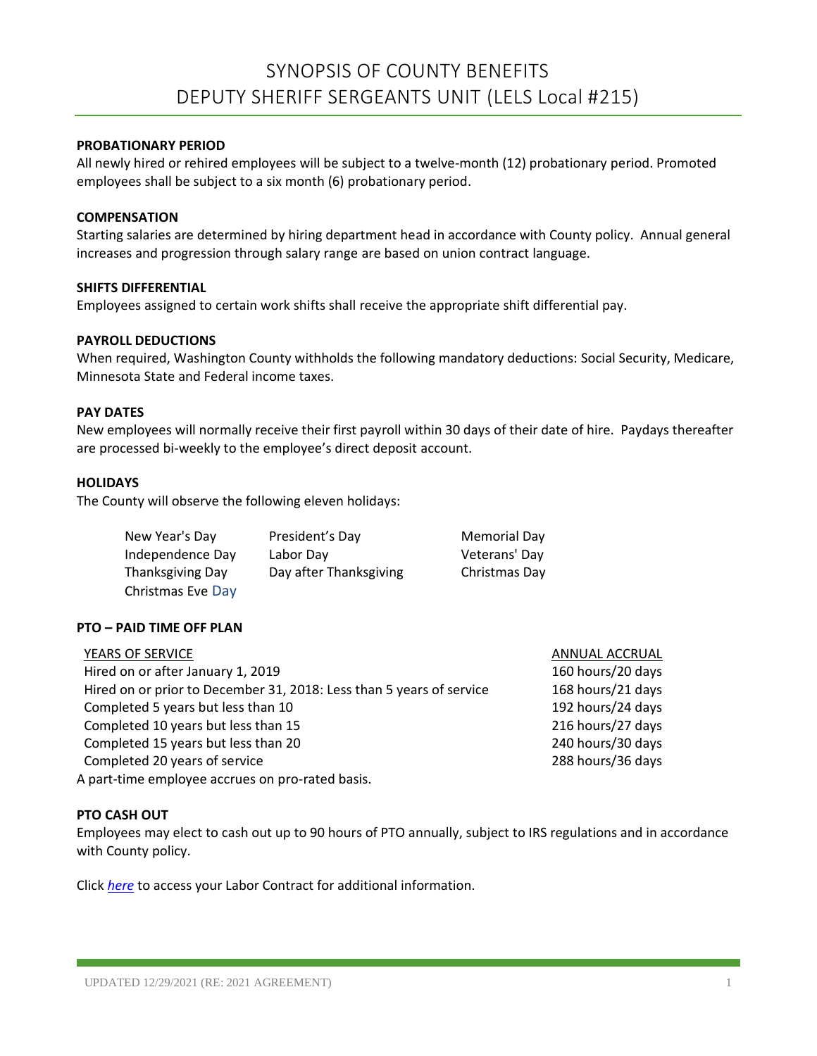# SYNOPSIS OF COUNTY BENEFITS
# DEPUTY SHERIFF SERGEANTS UNIT (LELS Local #215)

**PROBATIONARY PERIOD**

All newly hired or rehired employees will be subject to a twelve-month (12) probationary period. Promoted employees shall be subject to a six month (6) probationary period.

**COMPENSATION**

Starting salaries are determined by hiring department head in accordance with County policy. Annual general increases and progression through salary range are based on union contract language.

**SHIFTS DIFFERENTIAL**

Employees assigned to certain work shifts shall receive the appropriate shift differential pay.

**PAYROLL DEDUCTIONS**

When required, Washington County withholds the following mandatory deductions: Social Security, Medicare, Minnesota State and Federal income taxes.

**PAY DATES**

New employees will normally receive their first payroll within 30 days of their date of hire. Paydays thereafter are processed bi-weekly to the employee's direct deposit account.

**HOLIDAYS**

The County will observe the following eleven holidays:

| | | |
|---|---|---|
| New Year's Day | President's Day | Memorial Day |
| Independence Day | Labor Day | Veterans' Day |
| Thanksgiving Day | Day after Thanksgiving | Christmas Day |
| Christmas Eve Day | | |

**PTO – PAID TIME OFF PLAN**

| YEARS OF SERVICE | ANNUAL ACCRUAL |
|---|---|
| Hired on or after January 1, 2019 | 160 hours/20 days |
| Hired on or prior to December 31, 2018: Less than 5 years of service | 168 hours/21 days |
| Completed 5 years but less than 10 | 192 hours/24 days |
| Completed 10 years but less than 15 | 216 hours/27 days |
| Completed 15 years but less than 20 | 240 hours/30 days |
| Completed 20 years of service | 288 hours/36 days |

A part-time employee accrues on pro-rated basis.

**PTO CASH OUT**

Employees may elect to cash out up to 90 hours of PTO annually, subject to IRS regulations and in accordance with County policy.

Click *here* to access your Labor Contract for additional information.

UPDATED 12/29/2021 (RE: 2021 AGREEMENT)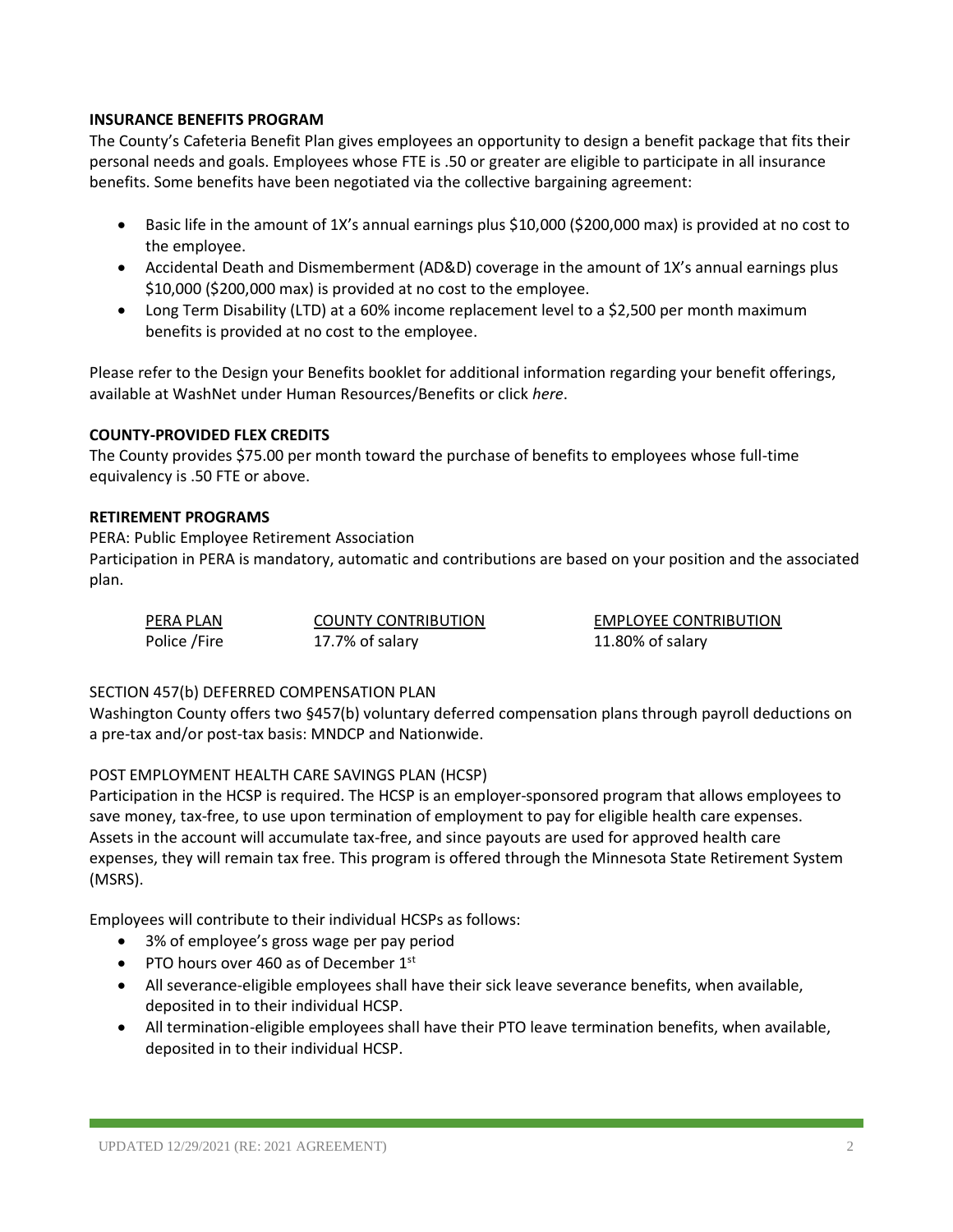**INSURANCE BENEFITS PROGRAM**

The County's Cafeteria Benefit Plan gives employees an opportunity to design a benefit package that fits their personal needs and goals. Employees whose FTE is .50 or greater are eligible to participate in all insurance benefits. Some benefits have been negotiated via the collective bargaining agreement:

- Basic life in the amount of 1X's annual earnings plus $10,000 ($200,000 max) is provided at no cost to the employee.
- Accidental Death and Dismemberment (AD&D) coverage in the amount of 1X's annual earnings plus $10,000 ($200,000 max) is provided at no cost to the employee.
- Long Term Disability (LTD) at a 60% income replacement level to a $2,500 per month maximum benefits is provided at no cost to the employee.

Please refer to the Design your Benefits booklet for additional information regarding your benefit offerings, available at WashNet under Human Resources/Benefits or click *here*.

**COUNTY-PROVIDED FLEX CREDITS**

The County provides $75.00 per month toward the purchase of benefits to employees whose full-time equivalency is .50 FTE or above.

**RETIREMENT PROGRAMS**

PERA: Public Employee Retirement Association

Participation in PERA is mandatory, automatic and contributions are based on your position and the associated plan.

| PERA PLAN | COUNTY CONTRIBUTION | EMPLOYEE CONTRIBUTION |
|---|---|---|
| Police /Fire | 17.7% of salary | 11.80% of salary |

SECTION 457(b) DEFERRED COMPENSATION PLAN

Washington County offers two §457(b) voluntary deferred compensation plans through payroll deductions on a pre-tax and/or post-tax basis: MNDCP and Nationwide.

POST EMPLOYMENT HEALTH CARE SAVINGS PLAN (HCSP)

Participation in the HCSP is required. The HCSP is an employer-sponsored program that allows employees to save money, tax-free, to use upon termination of employment to pay for eligible health care expenses. Assets in the account will accumulate tax-free, and since payouts are used for approved health care expenses, they will remain tax free. This program is offered through the Minnesota State Retirement System (MSRS).

Employees will contribute to their individual HCSPs as follows:

- 3% of employee's gross wage per pay period
- PTO hours over 460 as of December 1st
- All severance-eligible employees shall have their sick leave severance benefits, when available, deposited in to their individual HCSP.
- All termination-eligible employees shall have their PTO leave termination benefits, when available, deposited in to their individual HCSP.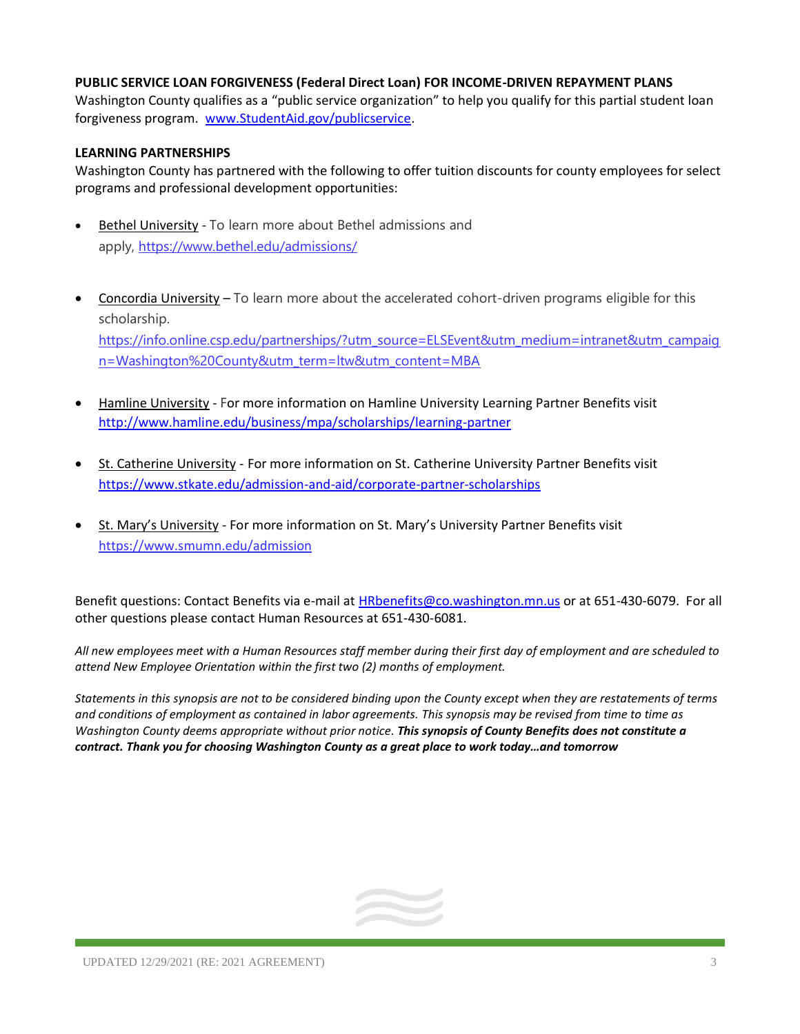**PUBLIC SERVICE LOAN FORGIVENESS (Federal Direct Loan) FOR INCOME-DRIVEN REPAYMENT PLANS**
Washington County qualifies as a "public service organization" to help you qualify for this partial student loan forgiveness program. www.StudentAid.gov/publicservice.

**LEARNING PARTNERSHIPS**
Washington County has partnered with the following to offer tuition discounts for county employees for select programs and professional development opportunities:

- Bethel University - To learn more about Bethel admissions and apply, https://www.bethel.edu/admissions/
- Concordia University – To learn more about the accelerated cohort-driven programs eligible for this scholarship. https://info.online.csp.edu/partnerships/?utm_source=ELSEvent&utm_medium=intranet&utm_campaign=Washington%20County&utm_term=ltw&utm_content=MBA
- Hamline University - For more information on Hamline University Learning Partner Benefits visit http://www.hamline.edu/business/mpa/scholarships/learning-partner
- St. Catherine University - For more information on St. Catherine University Partner Benefits visit https://www.stkate.edu/admission-and-aid/corporate-partner-scholarships
- St. Mary's University - For more information on St. Mary's University Partner Benefits visit https://www.smumn.edu/admission

Benefit questions: Contact Benefits via e-mail at HRbenefits@co.washington.mn.us or at 651-430-6079. For all other questions please contact Human Resources at 651-430-6081.

*All new employees meet with a Human Resources staff member during their first day of employment and are scheduled to attend New Employee Orientation within the first two (2) months of employment.*

*Statements in this synopsis are not to be considered binding upon the County except when they are restatements of terms and conditions of employment as contained in labor agreements. This synopsis may be revised from time to time as Washington County deems appropriate without prior notice.* ***This synopsis of County Benefits does not constitute a contract. Thank you for choosing Washington County as a great place to work today…and tomorrow***

UPDATED 12/29/2021 (RE: 2021 AGREEMENT)